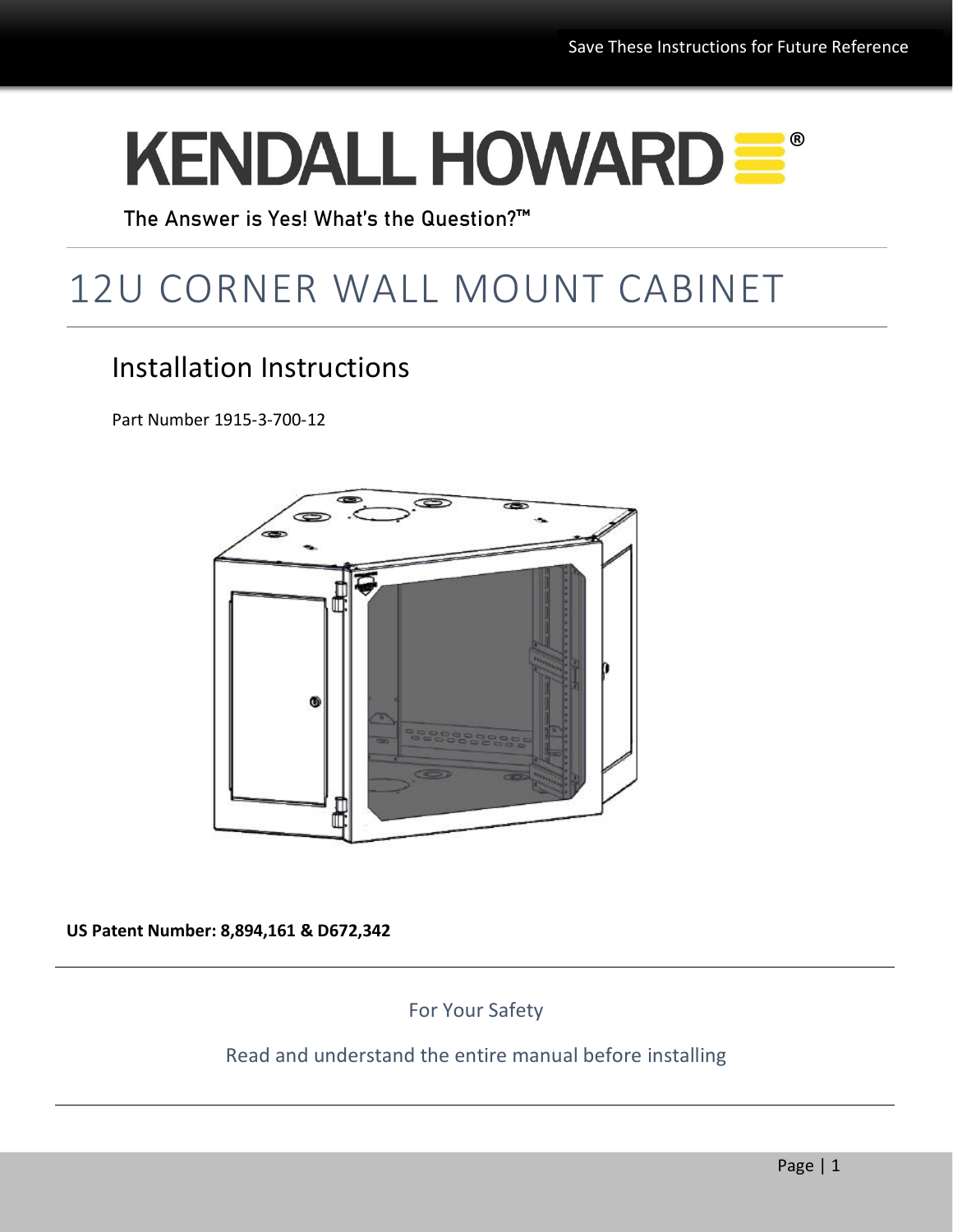Save These Instructions for Future Reference

KENDALL HOWARD®

The Answer is Yes! What's the Question?™

# 12U CORNER WALL MOUNT CABINET

## Installation Instructions

Part Number 1915-3-700-12

**US Patent Number: 8,894,161 & D672,342**

For Your Safety

Read and understand the entire manual before installing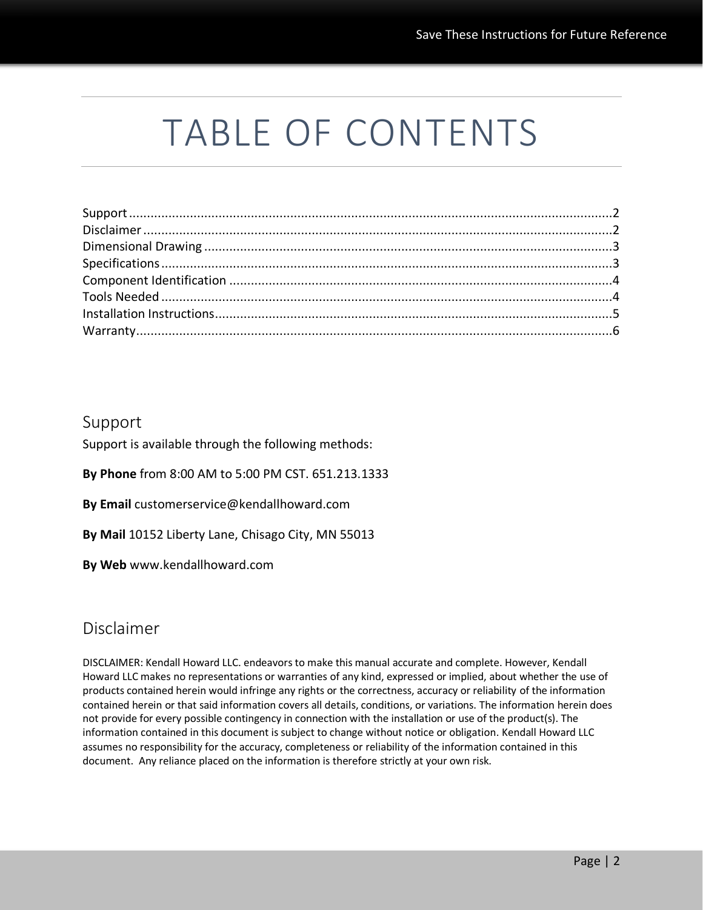# TABLE OF CONTENTS

Support ........................................................................................................................2
Disclaimer .....................................................................................................................2
Dimensional Drawing ..................................................................................................3
Specifications ..............................................................................................................3
Component Identification ...........................................................................................4
Tools Needed ...............................................................................................................4
Installation Instructions ...............................................................................................5
Warranty .......................................................................................................................6

## Support

Support is available through the following methods:

**By Phone** from 8:00 AM to 5:00 PM CST. 651.213.1333

**By Email** customerservice@kendallhoward.com

**By Mail** 10152 Liberty Lane, Chisago City, MN 55013

**By Web** www.kendallhoward.com

## Disclaimer

DISCLAIMER: Kendall Howard LLC. endeavors to make this manual accurate and complete. However, Kendall Howard LLC makes no representations or warranties of any kind, expressed or implied, about whether the use of products contained herein would infringe any rights or the correctness, accuracy or reliability of the information contained herein or that said information covers all details, conditions, or variations. The information herein does not provide for every possible contingency in connection with the installation or use of the product(s). The information contained in this document is subject to change without notice or obligation. Kendall Howard LLC assumes no responsibility for the accuracy, completeness or reliability of the information contained in this document. Any reliance placed on the information is therefore strictly at your own risk.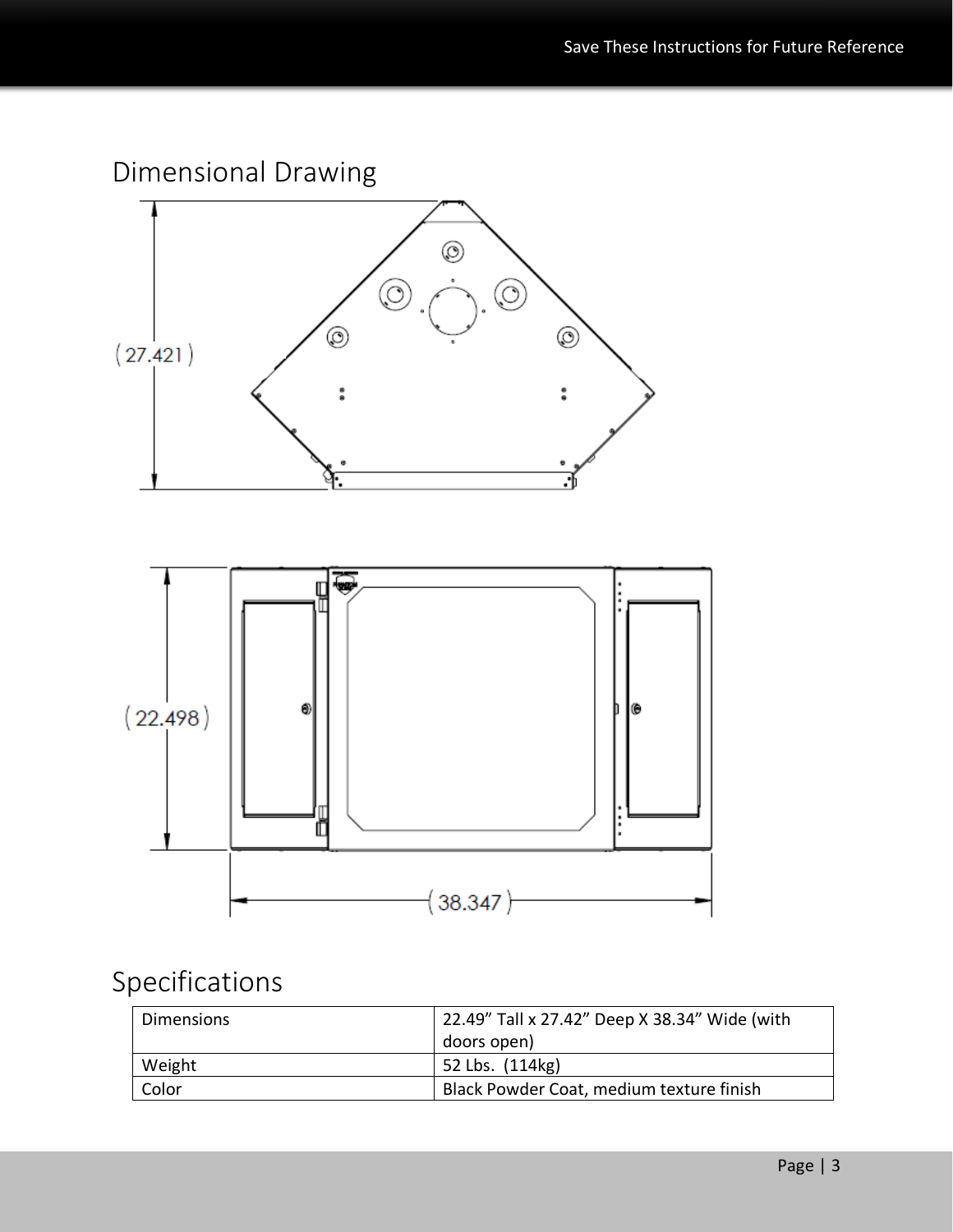## Dimensional Drawing

(27.421)

(22.498)

(38.347)

## Specifications

| Dimensions | 22.49” Tall x 27.42” Deep X 38.34” Wide (with doors open) |
|---|---|
| Weight | 52 Lbs. (114kg) |
| Color | Black Powder Coat, medium texture finish |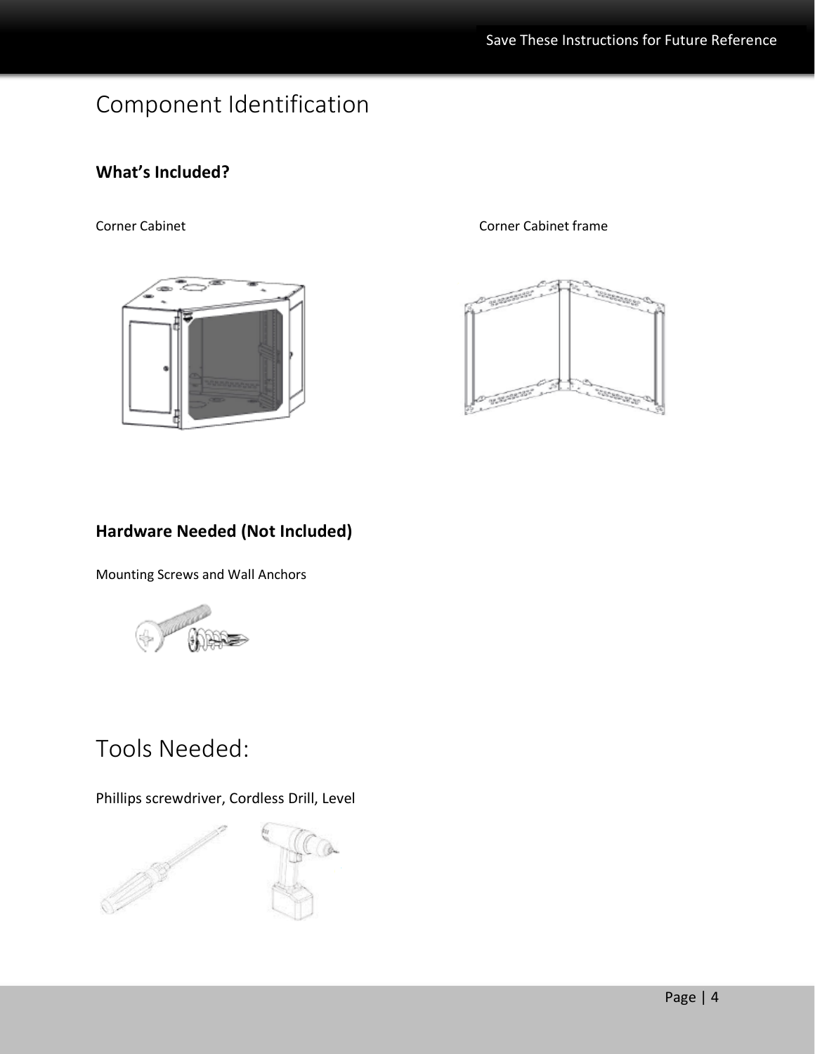# Component Identification

## What's Included?

Corner Cabinet

Corner Cabinet frame

## Hardware Needed (Not Included)

Mounting Screws and Wall Anchors

# Tools Needed:

Phillips screwdriver, Cordless Drill, Level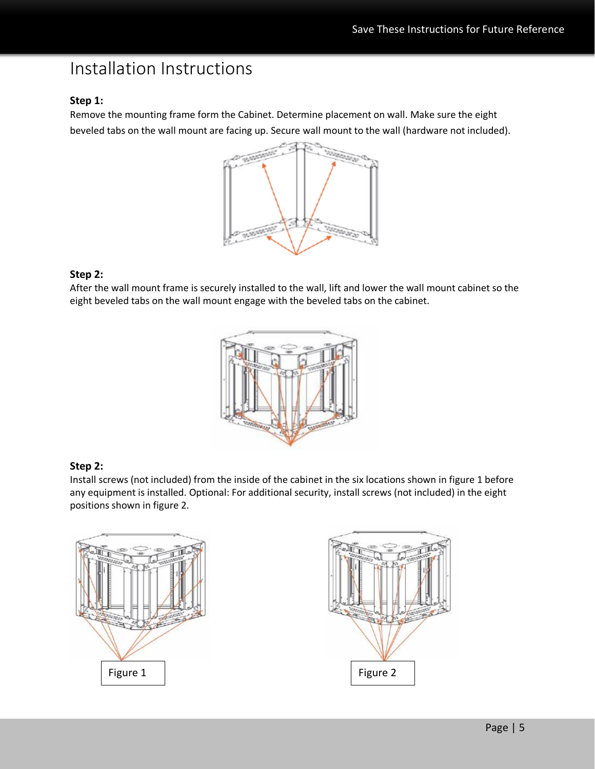# Installation Instructions

**Step 1:**
Remove the mounting frame form the Cabinet. Determine placement on wall. Make sure the eight beveled tabs on the wall mount are facing up. Secure wall mount to the wall (hardware not included).

**Step 2:**
After the wall mount frame is securely installed to the wall, lift and lower the wall mount cabinet so the eight beveled tabs on the wall mount engage with the beveled tabs on the cabinet.

**Step 2:**
Install screws (not included) from the inside of the cabinet in the six locations shown in figure 1 before any equipment is installed. Optional: For additional security, install screws (not included) in the eight positions shown in figure 2.

Figure 1

Figure 2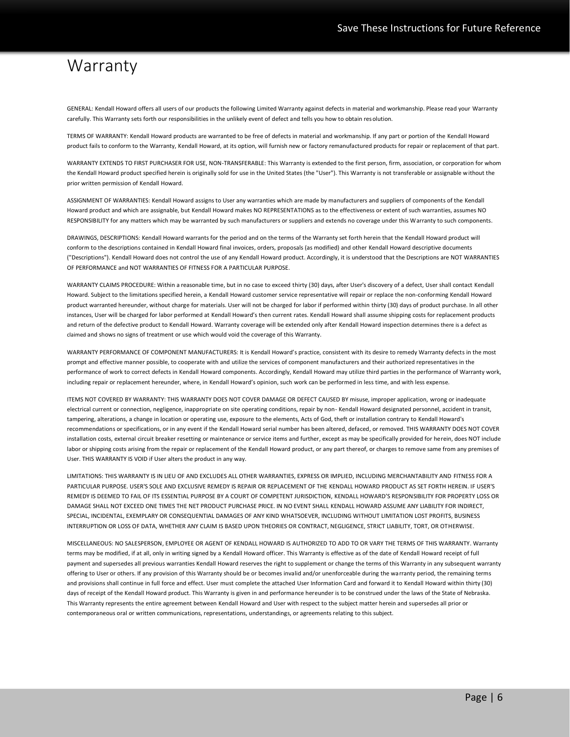# Warranty

GENERAL: Kendall Howard offers all users of our products the following Limited Warranty against defects in material and workmanship. Please read your Warranty carefully. This Warranty sets forth our responsibilities in the unlikely event of defect and tells you how to obtain resolution.

TERMS OF WARRANTY: Kendall Howard products are warranted to be free of defects in material and workmanship. If any part or portion of the Kendall Howard product fails to conform to the Warranty, Kendall Howard, at its option, will furnish new or factory remanufactured products for repair or replacement of that part.

WARRANTY EXTENDS TO FIRST PURCHASER FOR USE, NON-TRANSFERABLE: This Warranty is extended to the first person, firm, association, or corporation for whom the Kendall Howard product specified herein is originally sold for use in the United States (the "User"). This Warranty is not transferable or assignable without the prior written permission of Kendall Howard.

ASSIGNMENT OF WARRANTIES: Kendall Howard assigns to User any warranties which are made by manufacturers and suppliers of components of the Kendall Howard product and which are assignable, but Kendall Howard makes NO REPRESENTATIONS as to the effectiveness or extent of such warranties, assumes NO RESPONSIBILITY for any matters which may be warranted by such manufacturers or suppliers and extends no coverage under this Warranty to such components.

DRAWINGS, DESCRIPTIONS: Kendall Howard warrants for the period and on the terms of the Warranty set forth herein that the Kendall Howard product will conform to the descriptions contained in Kendall Howard final invoices, orders, proposals (as modified) and other Kendall Howard descriptive documents ("Descriptions"). Kendall Howard does not control the use of any Kendall Howard product. Accordingly, it is understood that the Descriptions are NOT WARRANTIES OF PERFORMANCE and NOT WARRANTIES OF FITNESS FOR A PARTICULAR PURPOSE.

WARRANTY CLAIMS PROCEDURE: Within a reasonable time, but in no case to exceed thirty (30) days, after User's discovery of a defect, User shall contact Kendall Howard. Subject to the limitations specified herein, a Kendall Howard customer service representative will repair or replace the non-conforming Kendall Howard product warranted hereunder, without charge for materials. User will not be charged for labor if performed within thirty (30) days of product purchase. In all other instances, User will be charged for labor performed at Kendall Howard's then current rates. Kendall Howard shall assume shipping costs for replacement products and return of the defective product to Kendall Howard. Warranty coverage will be extended only after Kendall Howard inspection determines there is a defect as claimed and shows no signs of treatment or use which would void the coverage of this Warranty.

WARRANTY PERFORMANCE OF COMPONENT MANUFACTURERS: It is Kendall Howard's practice, consistent with its desire to remedy Warranty defects in the most prompt and effective manner possible, to cooperate with and utilize the services of component manufacturers and their authorized representatives in the performance of work to correct defects in Kendall Howard components. Accordingly, Kendall Howard may utilize third parties in the performance of Warranty work, including repair or replacement hereunder, where, in Kendall Howard's opinion, such work can be performed in less time, and with less expense.

ITEMS NOT COVERED BY WARRANTY: THIS WARRANTY DOES NOT COVER DAMAGE OR DEFECT CAUSED BY misuse, improper application, wrong or inadequate electrical current or connection, negligence, inappropriate on site operating conditions, repair by non- Kendall Howard designated personnel, accident in transit, tampering, alterations, a change in location or operating use, exposure to the elements, Acts of God, theft or installation contrary to Kendall Howard's recommendations or specifications, or in any event if the Kendall Howard serial number has been altered, defaced, or removed. THIS WARRANTY DOES NOT COVER installation costs, external circuit breaker resetting or maintenance or service items and further, except as may be specifically provided for herein, does NOT include labor or shipping costs arising from the repair or replacement of the Kendall Howard product, or any part thereof, or charges to remove same from any premises of User. THIS WARRANTY IS VOID if User alters the product in any way.

LIMITATIONS: THIS WARRANTY IS IN LIEU OF AND EXCLUDES ALL OTHER WARRANTIES, EXPRESS OR IMPLIED, INCLUDING MERCHANTABILITY AND FITNESS FOR A PARTICULAR PURPOSE. USER'S SOLE AND EXCLUSIVE REMEDY IS REPAIR OR REPLACEMENT OF THE KENDALL HOWARD PRODUCT AS SET FORTH HEREIN. IF USER'S REMEDY IS DEEMED TO FAIL OF ITS ESSENTIAL PURPOSE BY A COURT OF COMPETENT JURISDICTION, KENDALL HOWARD'S RESPONSIBILITY FOR PROPERTY LOSS OR DAMAGE SHALL NOT EXCEED ONE TIMES THE NET PRODUCT PURCHASE PRICE. IN NO EVENT SHALL KENDALL HOWARD ASSUME ANY LIABILITY FOR INDIRECT, SPECIAL, INCIDENTAL, EXEMPLARY OR CONSEQUENTIAL DAMAGES OF ANY KIND WHATSOEVER, INCLUDING WITHOUT LIMITATION LOST PROFITS, BUSINESS INTERRUPTION OR LOSS OF DATA, WHETHER ANY CLAIM IS BASED UPON THEORIES OR CONTRACT, NEGLIGENCE, STRICT LIABILITY, TORT, OR OTHERWISE.

MISCELLANEOUS: NO SALESPERSON, EMPLOYEE OR AGENT OF KENDALL HOWARD IS AUTHORIZED TO ADD TO OR VARY THE TERMS OF THIS WARRANTY. Warranty terms may be modified, if at all, only in writing signed by a Kendall Howard officer. This Warranty is effective as of the date of Kendall Howard receipt of full payment and supersedes all previous warranties Kendall Howard reserves the right to supplement or change the terms of this Warranty in any subsequent warranty offering to User or others. If any provision of this Warranty should be or becomes invalid and/or unenforceable during the warranty period, the remaining terms and provisions shall continue in full force and effect. User must complete the attached User Information Card and forward it to Kendall Howard within thirty (30) days of receipt of the Kendall Howard product. This Warranty is given in and performance hereunder is to be construed under the laws of the State of Nebraska. This Warranty represents the entire agreement between Kendall Howard and User with respect to the subject matter herein and supersedes all prior or contemporaneous oral or written communications, representations, understandings, or agreements relating to this subject.